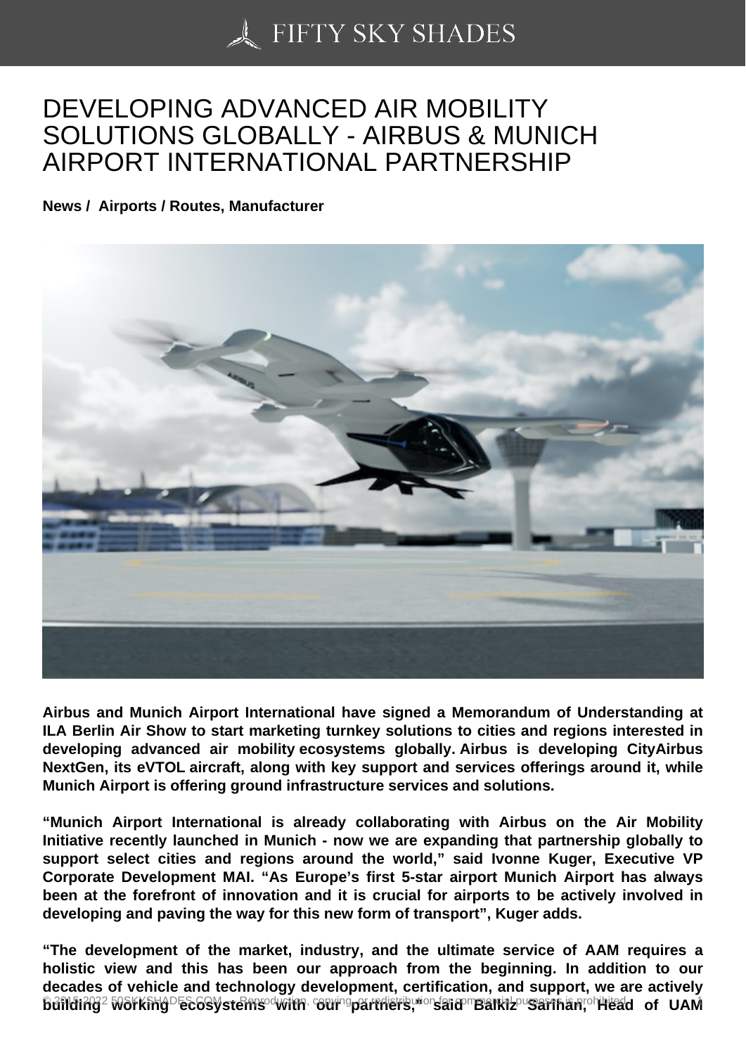# DEVELOPING ADVANCED AIR MOBILITY SOLUTIONS GLOBALLY - AIRBUS & MUNICH AIRPORT INTERNATIONAL PARTNERSHIP

**News / Airports / Routes, Manufacturer**

**Airbus and Munich Airport International have signed a Memorandum of Understanding at ILA Berlin Air Show to start marketing turnkey solutions to cities and regions interested in developing advanced air mobility ecosystems globally. Airbus is developing CityAirbus NextGen, its eVTOL aircraft, along with key support and services offerings around it, while Munich Airport is offering ground infrastructure services and solutions.**

**"Munich Airport International is already collaborating with Airbus on the Air Mobility Initiative recently launched in Munich - now we are expanding that partnership globally to support select cities and regions around the world," said Ivonne Kuger, Executive VP Corporate Development MAI. "As Europe's first 5-star airport Munich Airport has always been at the forefront of innovation and it is crucial for airports to be actively involved in developing and paving the way for this new form of transport", Kuger adds.**

**"The development of the market, industry, and the ultimate service of AAM requires a holistic view and this has been our approach from the beginning. In addition to our decades of vehicle and technology development, certification, and support, we are actively building working ecosystems with our partners," said Balkiz Sarihan, Head of UAM**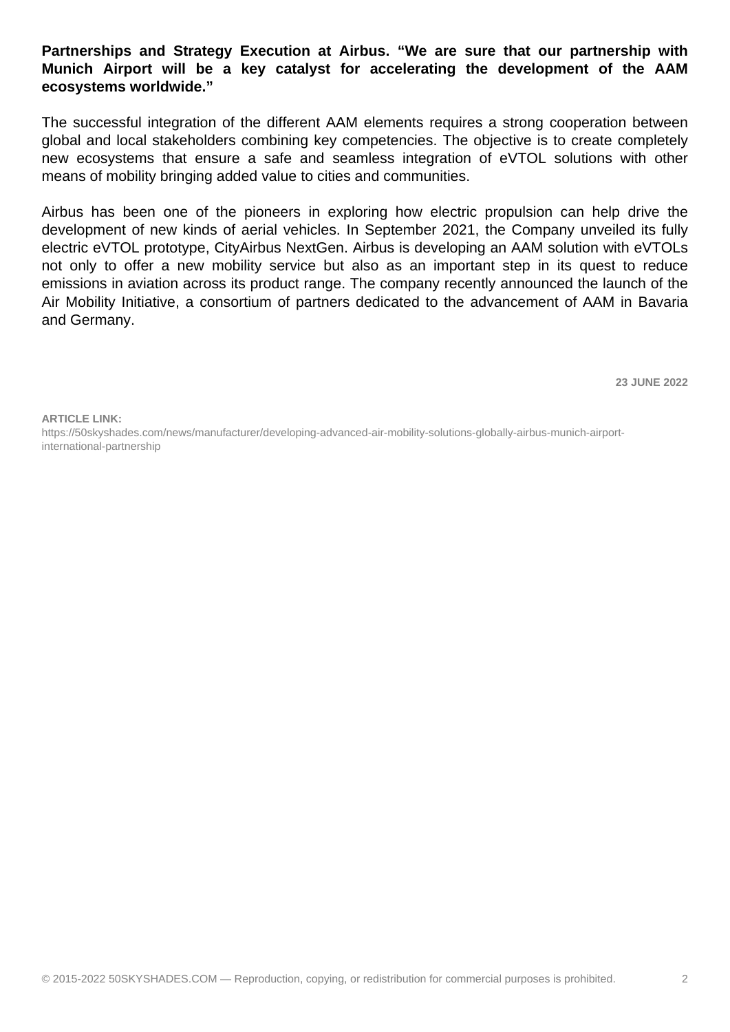**Partnerships and Strategy Execution at Airbus. "We are sure that our partnership with Munich Airport will be a key catalyst for accelerating the development of the AAM ecosystems worldwide."**

The successful integration of the different AAM elements requires a strong cooperation between global and local stakeholders combining key competencies. The objective is to create completely new ecosystems that ensure a safe and seamless integration of eVTOL solutions with other means of mobility bringing added value to cities and communities.

Airbus has been one of the pioneers in exploring how electric propulsion can help drive the development of new kinds of aerial vehicles. In September 2021, the Company unveiled its fully electric eVTOL prototype, CityAirbus NextGen. Airbus is developing an AAM solution with eVTOLs not only to offer a new mobility service but also as an important step in its quest to reduce emissions in aviation across its product range. The company recently announced the launch of the Air Mobility Initiative, a consortium of partners dedicated to the advancement of AAM in Bavaria and Germany.

**23 JUNE 2022**

**ARTICLE LINK:**
https://50skyshades.com/news/manufacturer/developing-advanced-air-mobility-solutions-globally-airbus-munich-airport-international-partnership

© 2015-2022 50SKYSHADES.COM — Reproduction, copying, or redistribution for commercial purposes is prohibited.